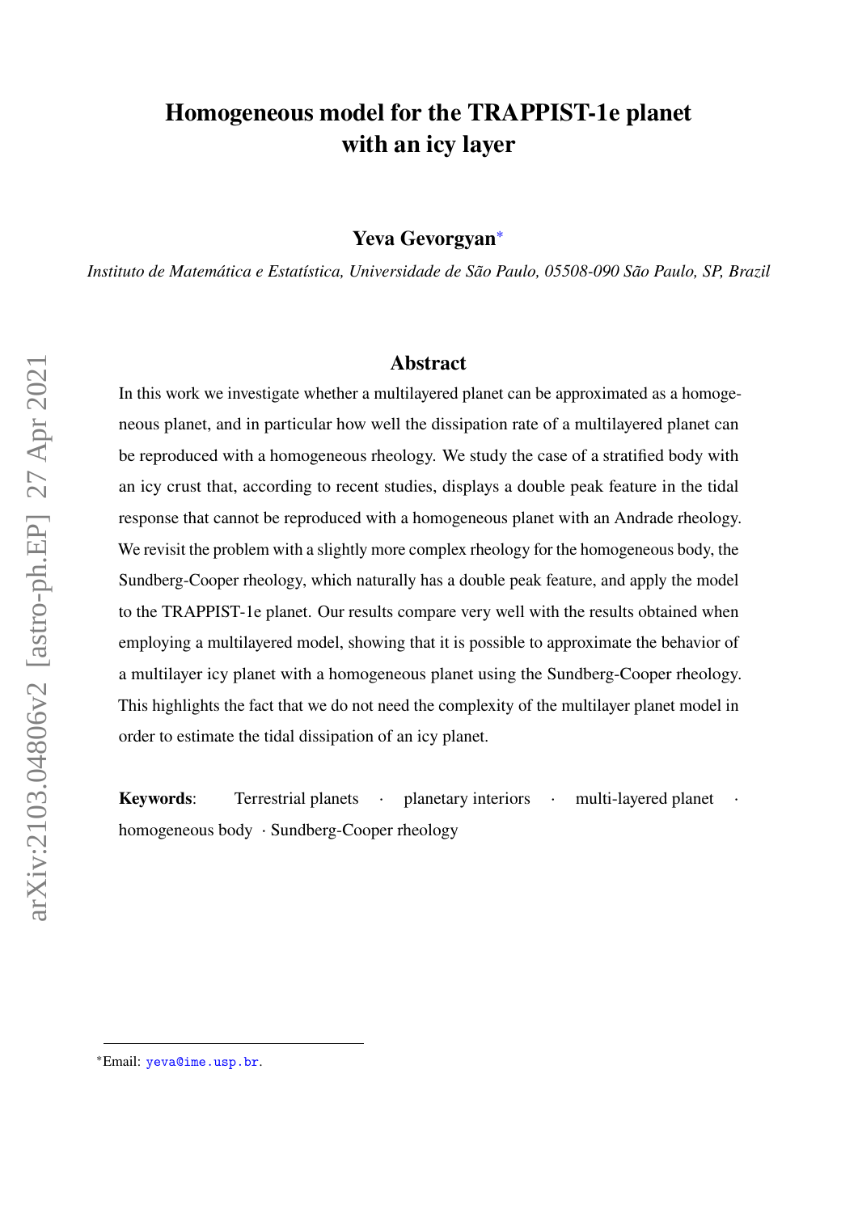# Homogeneous model for the TRAPPIST-1e planet with an icy layer

**Yeva Gevorgyan**[*]

*Instituto de Matemática e Estatística, Universidade de São Paulo, 05508-090 São Paulo, SP, Brazil*

## Abstract

In this work we investigate whether a multilayered planet can be approximated as a homogeneous planet, and in particular how well the dissipation rate of a multilayered planet can be reproduced with a homogeneous rheology. We study the case of a stratified body with an icy crust that, according to recent studies, displays a double peak feature in the tidal response that cannot be reproduced with a homogeneous planet with an Andrade rheology. We revisit the problem with a slightly more complex rheology for the homogeneous body, the Sundberg-Cooper rheology, which naturally has a double peak feature, and apply the model to the TRAPPIST-1e planet. Our results compare very well with the results obtained when employing a multilayered model, showing that it is possible to approximate the behavior of a multilayer icy planet with a homogeneous planet using the Sundberg-Cooper rheology. This highlights the fact that we do not need the complexity of the multilayer planet model in order to estimate the tidal dissipation of an icy planet.

**Keywords**: Terrestrial planets · planetary interiors · multi-layered planet · homogeneous body · Sundberg-Cooper rheology

---

[*]Email: yeva@ime.usp.br.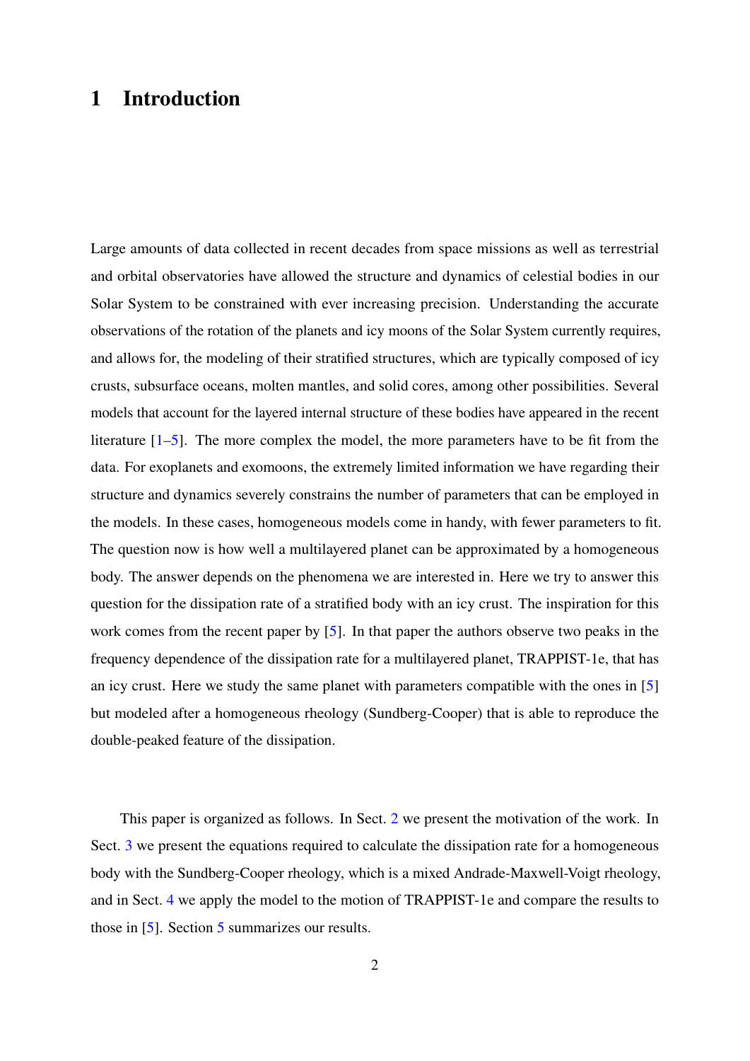# 1 Introduction

Large amounts of data collected in recent decades from space missions as well as terrestrial and orbital observatories have allowed the structure and dynamics of celestial bodies in our Solar System to be constrained with ever increasing precision. Understanding the accurate observations of the rotation of the planets and icy moons of the Solar System currently requires, and allows for, the modeling of their stratified structures, which are typically composed of icy crusts, subsurface oceans, molten mantles, and solid cores, among other possibilities. Several models that account for the layered internal structure of these bodies have appeared in the recent literature [1–5]. The more complex the model, the more parameters have to be fit from the data. For exoplanets and exomoons, the extremely limited information we have regarding their structure and dynamics severely constrains the number of parameters that can be employed in the models. In these cases, homogeneous models come in handy, with fewer parameters to fit. The question now is how well a multilayered planet can be approximated by a homogeneous body. The answer depends on the phenomena we are interested in. Here we try to answer this question for the dissipation rate of a stratified body with an icy crust. The inspiration for this work comes from the recent paper by [5]. In that paper the authors observe two peaks in the frequency dependence of the dissipation rate for a multilayered planet, TRAPPIST-1e, that has an icy crust. Here we study the same planet with parameters compatible with the ones in [5] but modeled after a homogeneous rheology (Sundberg-Cooper) that is able to reproduce the double-peaked feature of the dissipation.

This paper is organized as follows. In Sect. 2 we present the motivation of the work. In Sect. 3 we present the equations required to calculate the dissipation rate for a homogeneous body with the Sundberg-Cooper rheology, which is a mixed Andrade-Maxwell-Voigt rheology, and in Sect. 4 we apply the model to the motion of TRAPPIST-1e and compare the results to those in [5]. Section 5 summarizes our results.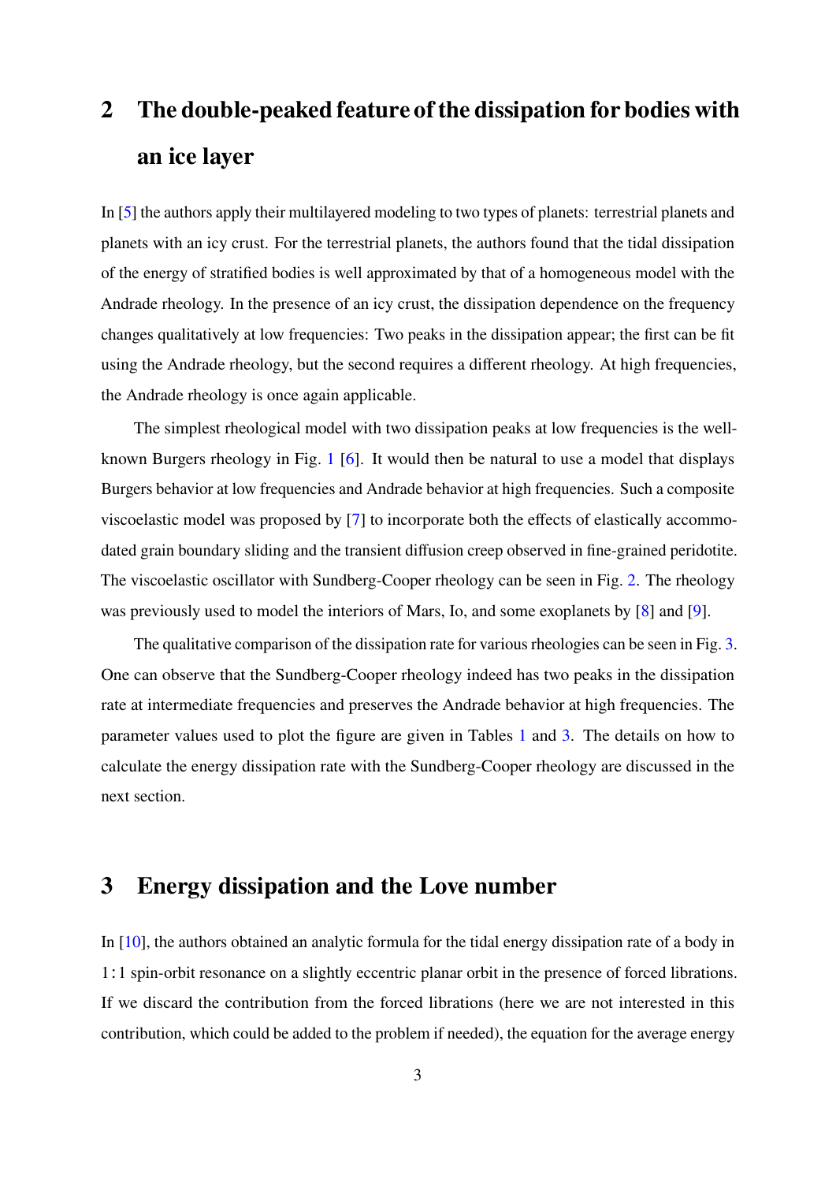## 2 The double-peaked feature of the dissipation for bodies with an ice layer

In [5] the authors apply their multilayered modeling to two types of planets: terrestrial planets and planets with an icy crust. For the terrestrial planets, the authors found that the tidal dissipation of the energy of stratified bodies is well approximated by that of a homogeneous model with the Andrade rheology. In the presence of an icy crust, the dissipation dependence on the frequency changes qualitatively at low frequencies: Two peaks in the dissipation appear; the first can be fit using the Andrade rheology, but the second requires a different rheology. At high frequencies, the Andrade rheology is once again applicable.

The simplest rheological model with two dissipation peaks at low frequencies is the well-known Burgers rheology in Fig. 1 [6]. It would then be natural to use a model that displays Burgers behavior at low frequencies and Andrade behavior at high frequencies. Such a composite viscoelastic model was proposed by [7] to incorporate both the effects of elastically accommodated grain boundary sliding and the transient diffusion creep observed in fine-grained peridotite. The viscoelastic oscillator with Sundberg-Cooper rheology can be seen in Fig. 2. The rheology was previously used to model the interiors of Mars, Io, and some exoplanets by [8] and [9].

The qualitative comparison of the dissipation rate for various rheologies can be seen in Fig. 3. One can observe that the Sundberg-Cooper rheology indeed has two peaks in the dissipation rate at intermediate frequencies and preserves the Andrade behavior at high frequencies. The parameter values used to plot the figure are given in Tables 1 and 3. The details on how to calculate the energy dissipation rate with the Sundberg-Cooper rheology are discussed in the next section.

## 3 Energy dissipation and the Love number

In [10], the authors obtained an analytic formula for the tidal energy dissipation rate of a body in 1 : 1 spin-orbit resonance on a slightly eccentric planar orbit in the presence of forced librations. If we discard the contribution from the forced librations (here we are not interested in this contribution, which could be added to the problem if needed), the equation for the average energy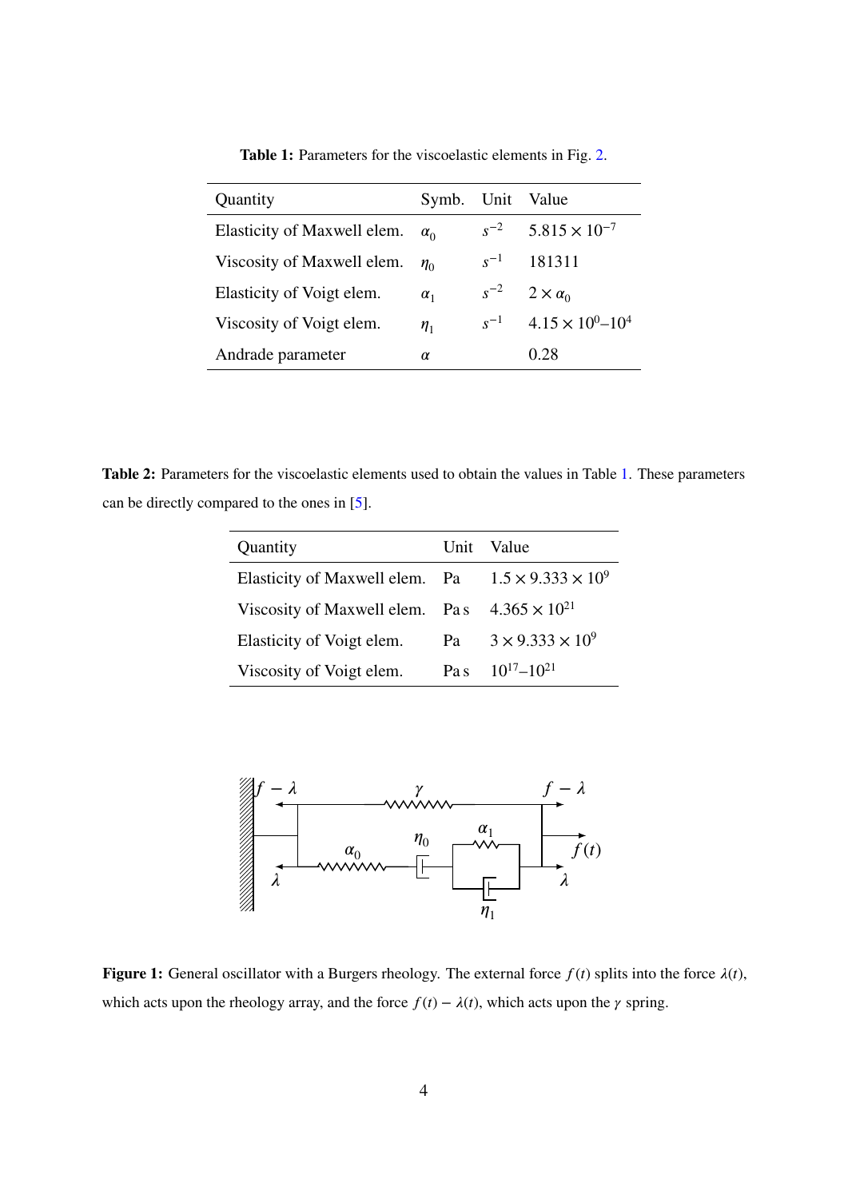**Table 1:** Parameters for the viscoelastic elements in Fig. 2.

| Quantity | Symb. | Unit | Value |
|---|---|---|---|
| Elasticity of Maxwell elem. | $\alpha_0$ | $s^{-2}$ | $5.815 \times 10^{-7}$ |
| Viscosity of Maxwell elem. | $\eta_0$ | $s^{-1}$ | 181311 |
| Elasticity of Voigt elem. | $\alpha_1$ | $s^{-2}$ | $2 \times \alpha_0$ |
| Viscosity of Voigt elem. | $\eta_1$ | $s^{-1}$ | $4.15 \times 10^{0}$–$10^{4}$ |
| Andrade parameter | $\alpha$ | | 0.28 |

**Table 2:** Parameters for the viscoelastic elements used to obtain the values in Table 1. These parameters can be directly compared to the ones in [5].

| Quantity | Unit | Value |
|---|---|---|
| Elasticity of Maxwell elem. | Pa | $1.5 \times 9.333 \times 10^{9}$ |
| Viscosity of Maxwell elem. | Pa s | $4.365 \times 10^{21}$ |
| Elasticity of Voigt elem. | Pa | $3 \times 9.333 \times 10^{9}$ |
| Viscosity of Voigt elem. | Pa s | $10^{17}$–$10^{21}$ |

**Figure 1:** General oscillator with a Burgers rheology. The external force $f(t)$ splits into the force $\lambda(t)$, which acts upon the rheology array, and the force $f(t) - \lambda(t)$, which acts upon the $\gamma$ spring.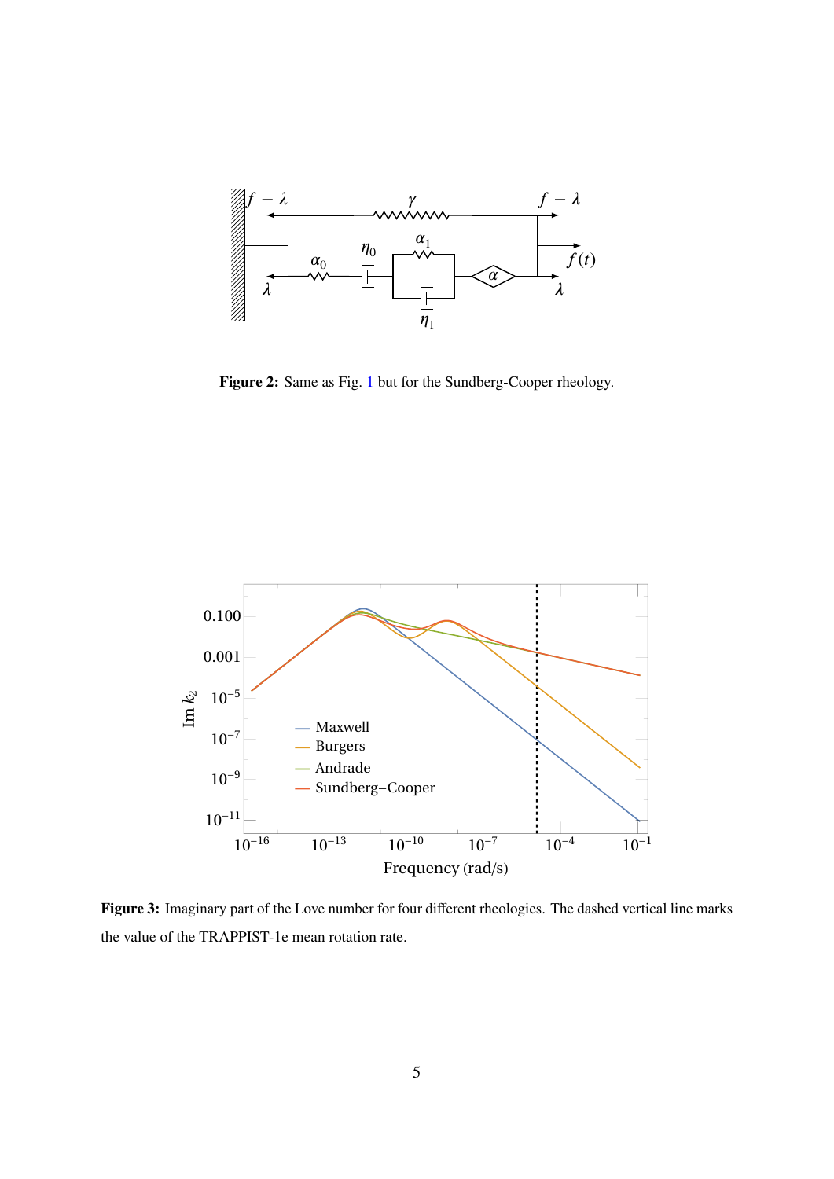**Figure 2:** Same as Fig. 1 but for the Sundberg-Cooper rheology.

**Figure 3:** Imaginary part of the Love number for four different rheologies. The dashed vertical line marks the value of the TRAPPIST-1e mean rotation rate.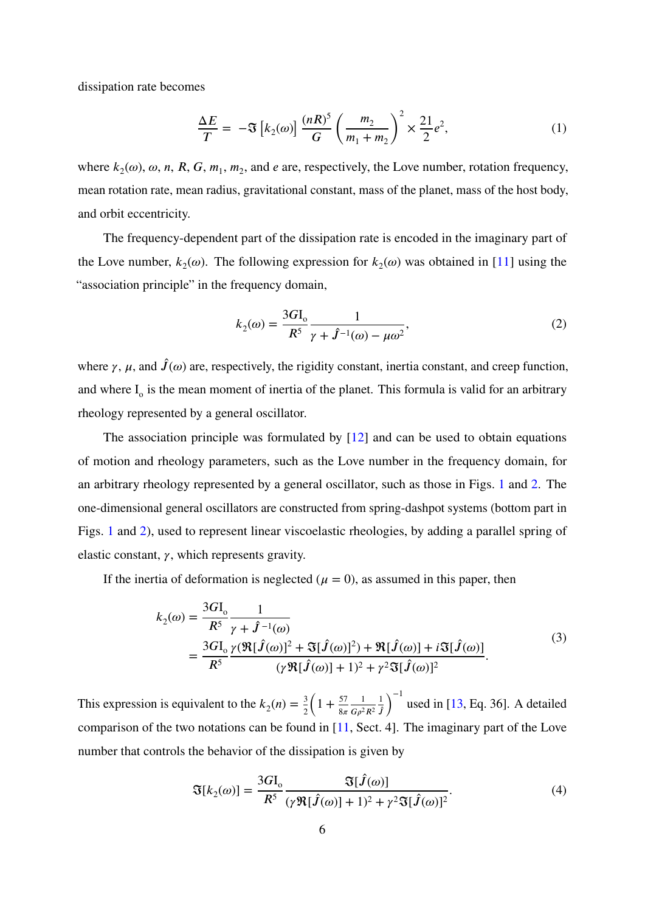dissipation rate becomes

$$
\frac{\Delta E}{T} = -\Im\left[k_2(\omega)\right]\frac{(nR)^5}{G}\left(\frac{m_2}{m_1+m_2}\right)^2 \times \frac{21}{2}e^2, \tag{1}
$$

where $k_2(\omega)$, $\omega$, $n$, $R$, $G$, $m_1$, $m_2$, and $e$ are, respectively, the Love number, rotation frequency, mean rotation rate, mean radius, gravitational constant, mass of the planet, mass of the host body, and orbit eccentricity.

The frequency-dependent part of the dissipation rate is encoded in the imaginary part of the Love number, $k_2(\omega)$. The following expression for $k_2(\omega)$ was obtained in [11] using the "association principle" in the frequency domain,

$$
k_2(\omega) = \frac{3G\mathrm{I_o}}{R^5}\frac{1}{\gamma + \hat{J}^{-1}(\omega) - \mu\omega^2}, \tag{2}
$$

where $\gamma$, $\mu$, and $\hat{J}(\omega)$ are, respectively, the rigidity constant, inertia constant, and creep function, and where $\mathrm{I_o}$ is the mean moment of inertia of the planet. This formula is valid for an arbitrary rheology represented by a general oscillator.

The association principle was formulated by [12] and can be used to obtain equations of motion and rheology parameters, such as the Love number in the frequency domain, for an arbitrary rheology represented by a general oscillator, such as those in Figs. 1 and 2. The one-dimensional general oscillators are constructed from spring-dashpot systems (bottom part in Figs. 1 and 2), used to represent linear viscoelastic rheologies, by adding a parallel spring of elastic constant, $\gamma$, which represents gravity.

If the inertia of deformation is neglected ($\mu = 0$), as assumed in this paper, then

$$
\begin{aligned}
k_2(\omega) &= \frac{3G\mathrm{I_o}}{R^5}\frac{1}{\gamma + \hat{J}^{-1}(\omega)} \\
&= \frac{3G\mathrm{I_o}}{R^5}\frac{\gamma(\Re[\hat{J}(\omega)]^2 + \Im[\hat{J}(\omega)]^2) + \Re[\hat{J}(\omega)] + i\Im[\hat{J}(\omega)]}{(\gamma\Re[\hat{J}(\omega)] + 1)^2 + \gamma^2\Im[\hat{J}(\omega)]^2}.
\end{aligned} \tag{3}
$$

This expression is equivalent to the $k_2(n) = \frac{3}{2}\left(1 + \frac{57}{8\pi}\frac{1}{G\rho^2 R^2}\frac{1}{\bar{J}}\right)^{-1}$ used in [13, Eq. 36]. A detailed comparison of the two notations can be found in [11, Sect. 4]. The imaginary part of the Love number that controls the behavior of the dissipation is given by

$$
\Im[k_2(\omega)] = \frac{3G\mathrm{I_o}}{R^5}\frac{\Im[\hat{J}(\omega)]}{(\gamma\Re[\hat{J}(\omega)] + 1)^2 + \gamma^2\Im[\hat{J}(\omega)]^2}. \tag{4}
$$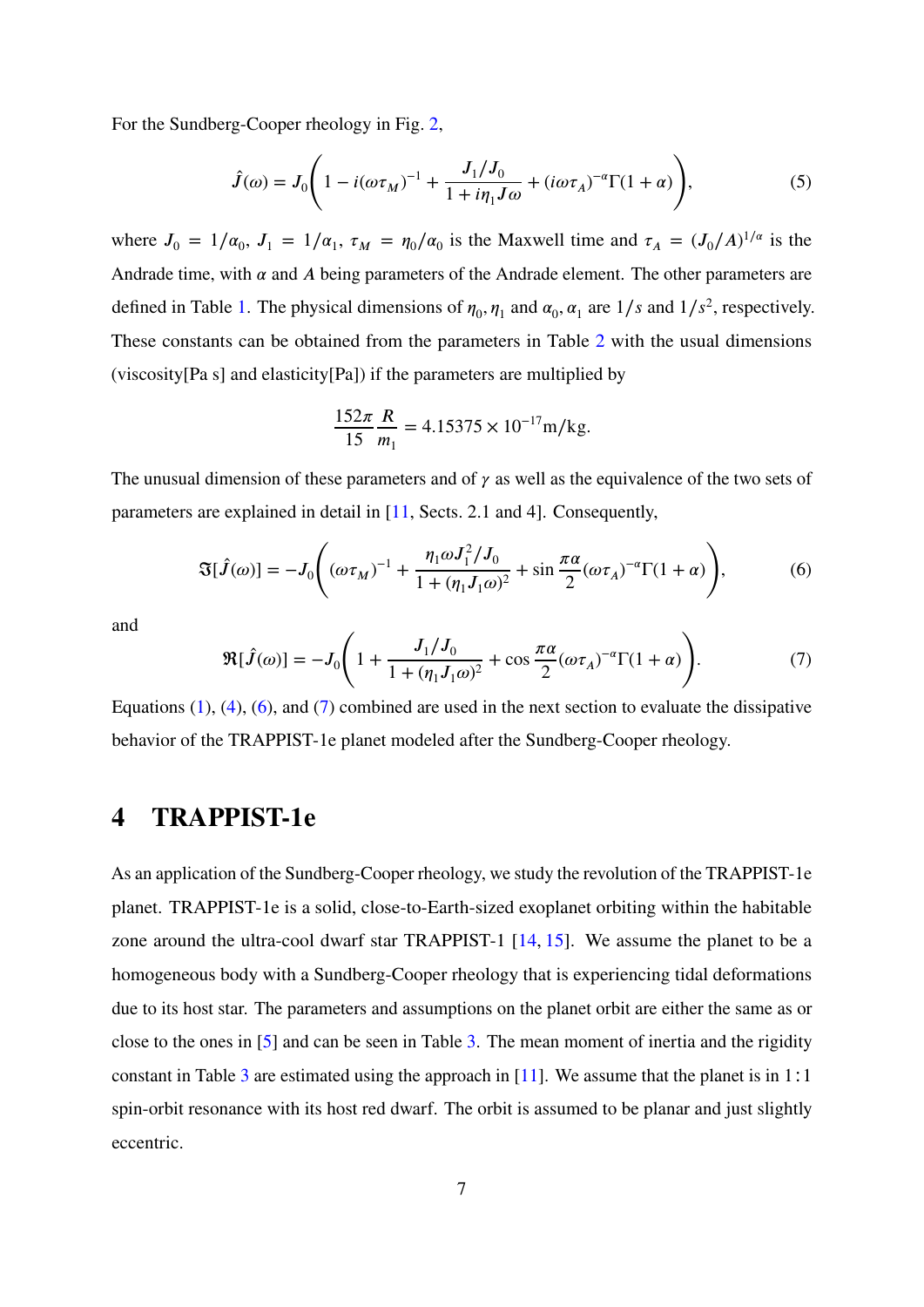For the Sundberg-Cooper rheology in Fig. 2,

$$\hat{J}(\omega) = J_0\left(1 - i(\omega\tau_M)^{-1} + \frac{J_1/J_0}{1 + i\eta_1 J\omega} + (i\omega\tau_A)^{-\alpha}\Gamma(1+\alpha)\right), \tag{5}$$

where $J_0 = 1/\alpha_0$, $J_1 = 1/\alpha_1$, $\tau_M = \eta_0/\alpha_0$ is the Maxwell time and $\tau_A = (J_0/A)^{1/\alpha}$ is the Andrade time, with $\alpha$ and $A$ being parameters of the Andrade element. The other parameters are defined in Table 1. The physical dimensions of $\eta_0, \eta_1$ and $\alpha_0, \alpha_1$ are $1/s$ and $1/s^2$, respectively. These constants can be obtained from the parameters in Table 2 with the usual dimensions (viscosity[Pa s] and elasticity[Pa]) if the parameters are multiplied by

$$\frac{152\pi}{15}\frac{R}{m_1} = 4.15375 \times 10^{-17}\text{m/kg}.$$

The unusual dimension of these parameters and of $\gamma$ as well as the equivalence of the two sets of parameters are explained in detail in [11, Sects. 2.1 and 4]. Consequently,

$$\Im[\hat{J}(\omega)] = -J_0\left((\omega\tau_M)^{-1} + \frac{\eta_1\omega J_1^2/J_0}{1 + (\eta_1 J_1\omega)^2} + \sin\frac{\pi\alpha}{2}(\omega\tau_A)^{-\alpha}\Gamma(1+\alpha)\right), \tag{6}$$

and

$$\Re[\hat{J}(\omega)] = -J_0\left(1 + \frac{J_1/J_0}{1 + (\eta_1 J_1\omega)^2} + \cos\frac{\pi\alpha}{2}(\omega\tau_A)^{-\alpha}\Gamma(1+\alpha)\right). \tag{7}$$

Equations (1), (4), (6), and (7) combined are used in the next section to evaluate the dissipative behavior of the TRAPPIST-1e planet modeled after the Sundberg-Cooper rheology.

# 4 TRAPPIST-1e

As an application of the Sundberg-Cooper rheology, we study the revolution of the TRAPPIST-1e planet. TRAPPIST-1e is a solid, close-to-Earth-sized exoplanet orbiting within the habitable zone around the ultra-cool dwarf star TRAPPIST-1 [14, 15]. We assume the planet to be a homogeneous body with a Sundberg-Cooper rheology that is experiencing tidal deformations due to its host star. The parameters and assumptions on the planet orbit are either the same as or close to the ones in [5] and can be seen in Table 3. The mean moment of inertia and the rigidity constant in Table 3 are estimated using the approach in [11]. We assume that the planet is in 1 : 1 spin-orbit resonance with its host red dwarf. The orbit is assumed to be planar and just slightly eccentric.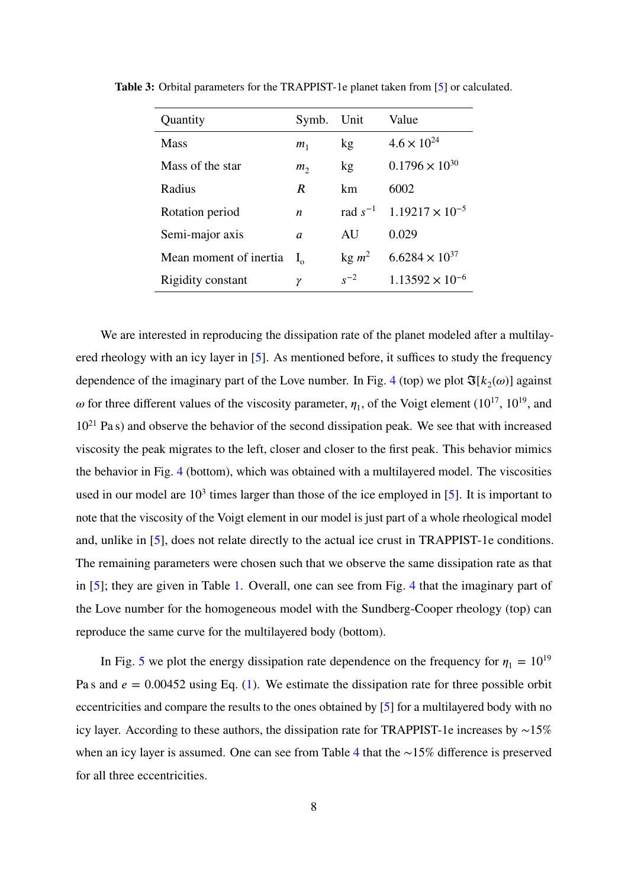**Table 3:** Orbital parameters for the TRAPPIST-1e planet taken from [5] or calculated.

| Quantity | Symb. | Unit | Value |
|---|---|---|---|
| Mass | $m_1$ | kg | $4.6 \times 10^{24}$ |
| Mass of the star | $m_2$ | kg | $0.1796 \times 10^{30}$ |
| Radius | $R$ | km | 6002 |
| Rotation period | $n$ | rad $s^{-1}$ | $1.19217 \times 10^{-5}$ |
| Semi-major axis | $a$ | AU | 0.029 |
| Mean moment of inertia | $\mathrm{I}_o$ | kg $m^2$ | $6.6284 \times 10^{37}$ |
| Rigidity constant | $\gamma$ | $s^{-2}$ | $1.13592 \times 10^{-6}$ |

We are interested in reproducing the dissipation rate of the planet modeled after a multilayered rheology with an icy layer in [5]. As mentioned before, it suffices to study the frequency dependence of the imaginary part of the Love number. In Fig. 4 (top) we plot $\Im[k_2(\omega)]$ against $\omega$ for three different values of the viscosity parameter, $\eta_1$, of the Voigt element ($10^{17}$, $10^{19}$, and $10^{21}$ Pa s) and observe the behavior of the second dissipation peak. We see that with increased viscosity the peak migrates to the left, closer and closer to the first peak. This behavior mimics the behavior in Fig. 4 (bottom), which was obtained with a multilayered model. The viscosities used in our model are $10^3$ times larger than those of the ice employed in [5]. It is important to note that the viscosity of the Voigt element in our model is just part of a whole rheological model and, unlike in [5], does not relate directly to the actual ice crust in TRAPPIST-1e conditions. The remaining parameters were chosen such that we observe the same dissipation rate as that in [5]; they are given in Table 1. Overall, one can see from Fig. 4 that the imaginary part of the Love number for the homogeneous model with the Sundberg-Cooper rheology (top) can reproduce the same curve for the multilayered body (bottom).

In Fig. 5 we plot the energy dissipation rate dependence on the frequency for $\eta_1 = 10^{19}$ Pa s and $e = 0.00452$ using Eq. (1). We estimate the dissipation rate for three possible orbit eccentricities and compare the results to the ones obtained by [5] for a multilayered body with no icy layer. According to these authors, the dissipation rate for TRAPPIST-1e increases by $\sim$15% when an icy layer is assumed. One can see from Table 4 that the $\sim$15% difference is preserved for all three eccentricities.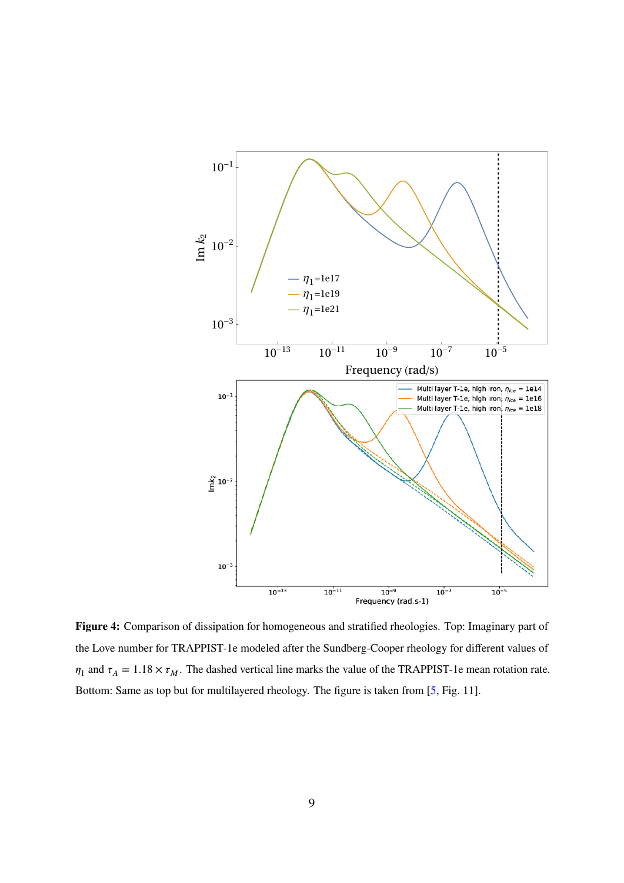**Figure 4:** Comparison of dissipation for homogeneous and stratified rheologies. Top: Imaginary part of the Love number for TRAPPIST-1e modeled after the Sundberg-Cooper rheology for different values of $\eta_1$ and $\tau_A = 1.18 \times \tau_M$. The dashed vertical line marks the value of the TRAPPIST-1e mean rotation rate. Bottom: Same as top but for multilayered rheology. The figure is taken from [5, Fig. 11].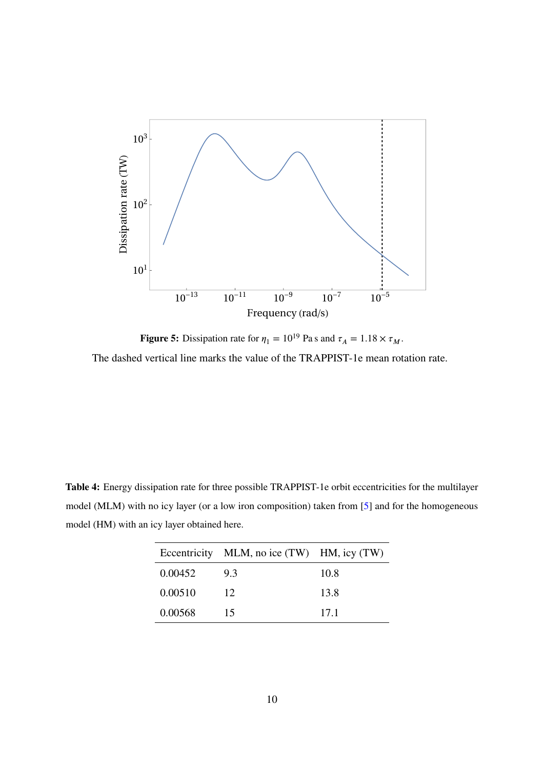**Figure 5:** Dissipation rate for $\eta_1 = 10^{19}$ Pa s and $\tau_A = 1.18 \times \tau_M$.

The dashed vertical line marks the value of the TRAPPIST-1e mean rotation rate.

**Table 4:** Energy dissipation rate for three possible TRAPPIST-1e orbit eccentricities for the multilayer model (MLM) with no icy layer (or a low iron composition) taken from [5] and for the homogeneous model (HM) with an icy layer obtained here.

| Eccentricity | MLM, no ice (TW) | HM, icy (TW) |
|---|---|---|
| 0.00452 | 9.3 | 10.8 |
| 0.00510 | 12 | 13.8 |
| 0.00568 | 15 | 17.1 |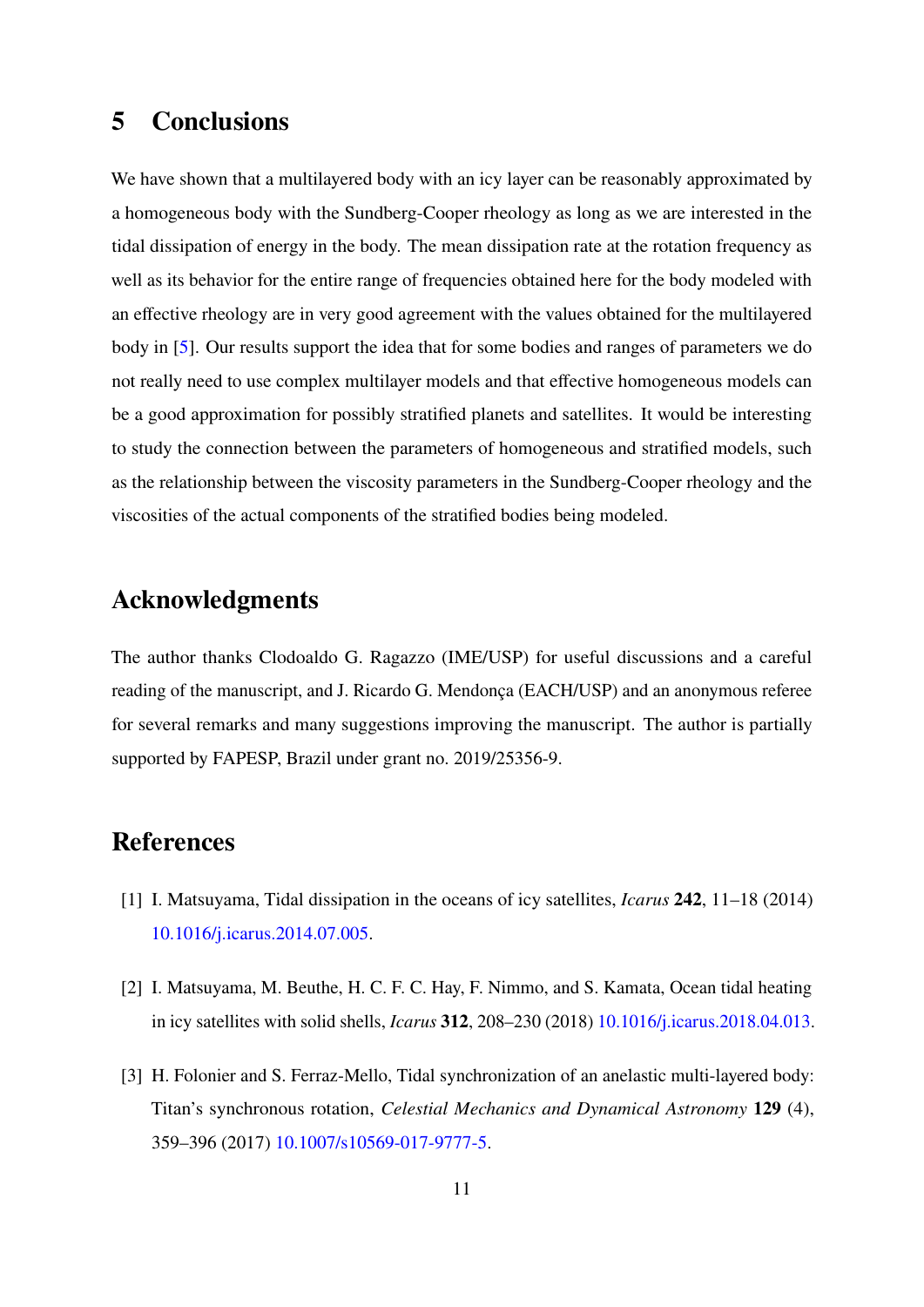## 5 Conclusions

We have shown that a multilayered body with an icy layer can be reasonably approximated by a homogeneous body with the Sundberg-Cooper rheology as long as we are interested in the tidal dissipation of energy in the body. The mean dissipation rate at the rotation frequency as well as its behavior for the entire range of frequencies obtained here for the body modeled with an effective rheology are in very good agreement with the values obtained for the multilayered body in [5]. Our results support the idea that for some bodies and ranges of parameters we do not really need to use complex multilayer models and that effective homogeneous models can be a good approximation for possibly stratified planets and satellites. It would be interesting to study the connection between the parameters of homogeneous and stratified models, such as the relationship between the viscosity parameters in the Sundberg-Cooper rheology and the viscosities of the actual components of the stratified bodies being modeled.

## Acknowledgments

The author thanks Clodoaldo G. Ragazzo (IME/USP) for useful discussions and a careful reading of the manuscript, and J. Ricardo G. Mendonça (EACH/USP) and an anonymous referee for several remarks and many suggestions improving the manuscript. The author is partially supported by FAPESP, Brazil under grant no. 2019/25356-9.

## References

[1] I. Matsuyama, Tidal dissipation in the oceans of icy satellites, *Icarus* **242**, 11–18 (2014) 10.1016/j.icarus.2014.07.005.

[2] I. Matsuyama, M. Beuthe, H. C. F. C. Hay, F. Nimmo, and S. Kamata, Ocean tidal heating in icy satellites with solid shells, *Icarus* **312**, 208–230 (2018) 10.1016/j.icarus.2018.04.013.

[3] H. Folonier and S. Ferraz-Mello, Tidal synchronization of an anelastic multi-layered body: Titan's synchronous rotation, *Celestial Mechanics and Dynamical Astronomy* **129** (4), 359–396 (2017) 10.1007/s10569-017-9777-5.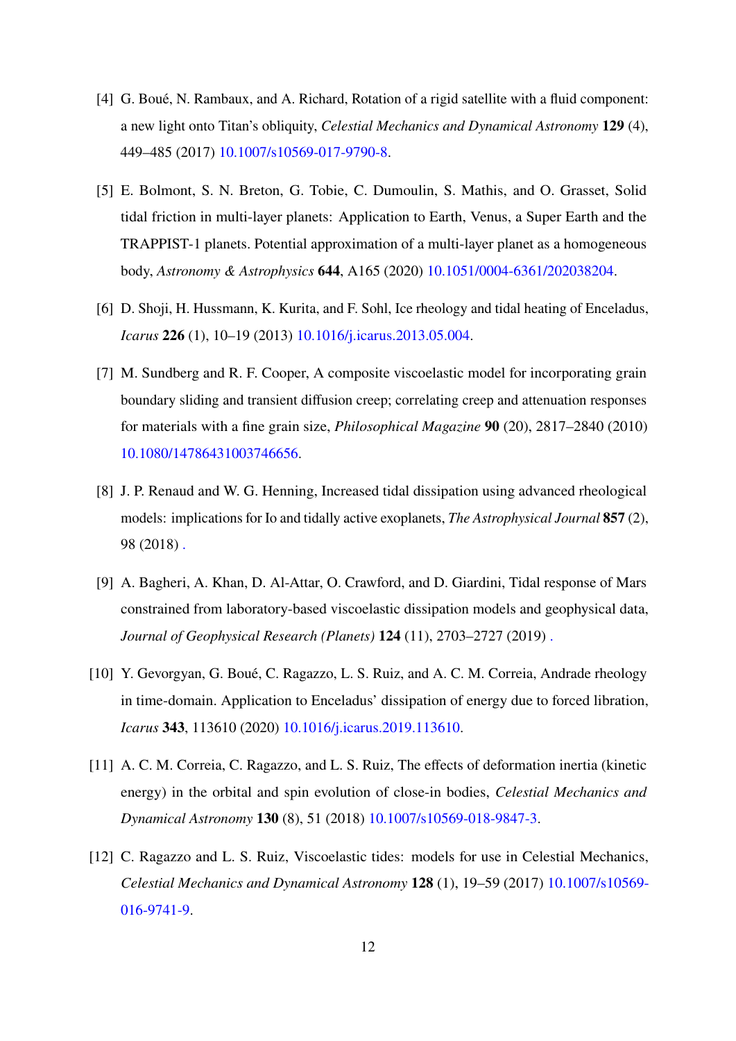[4] G. Boué, N. Rambaux, and A. Richard, Rotation of a rigid satellite with a fluid component: a new light onto Titan's obliquity, *Celestial Mechanics and Dynamical Astronomy* **129** (4), 449–485 (2017) 10.1007/s10569-017-9790-8.

[5] E. Bolmont, S. N. Breton, G. Tobie, C. Dumoulin, S. Mathis, and O. Grasset, Solid tidal friction in multi-layer planets: Application to Earth, Venus, a Super Earth and the TRAPPIST-1 planets. Potential approximation of a multi-layer planet as a homogeneous body, *Astronomy & Astrophysics* **644**, A165 (2020) 10.1051/0004-6361/202038204.

[6] D. Shoji, H. Hussmann, K. Kurita, and F. Sohl, Ice rheology and tidal heating of Enceladus, *Icarus* **226** (1), 10–19 (2013) 10.1016/j.icarus.2013.05.004.

[7] M. Sundberg and R. F. Cooper, A composite viscoelastic model for incorporating grain boundary sliding and transient diffusion creep; correlating creep and attenuation responses for materials with a fine grain size, *Philosophical Magazine* **90** (20), 2817–2840 (2010) 10.1080/14786431003746656.

[8] J. P. Renaud and W. G. Henning, Increased tidal dissipation using advanced rheological models: implications for Io and tidally active exoplanets, *The Astrophysical Journal* **857** (2), 98 (2018) .

[9] A. Bagheri, A. Khan, D. Al-Attar, O. Crawford, and D. Giardini, Tidal response of Mars constrained from laboratory-based viscoelastic dissipation models and geophysical data, *Journal of Geophysical Research (Planets)* **124** (11), 2703–2727 (2019) .

[10] Y. Gevorgyan, G. Boué, C. Ragazzo, L. S. Ruiz, and A. C. M. Correia, Andrade rheology in time-domain. Application to Enceladus' dissipation of energy due to forced libration, *Icarus* **343**, 113610 (2020) 10.1016/j.icarus.2019.113610.

[11] A. C. M. Correia, C. Ragazzo, and L. S. Ruiz, The effects of deformation inertia (kinetic energy) in the orbital and spin evolution of close-in bodies, *Celestial Mechanics and Dynamical Astronomy* **130** (8), 51 (2018) 10.1007/s10569-018-9847-3.

[12] C. Ragazzo and L. S. Ruiz, Viscoelastic tides: models for use in Celestial Mechanics, *Celestial Mechanics and Dynamical Astronomy* **128** (1), 19–59 (2017) 10.1007/s10569-016-9741-9.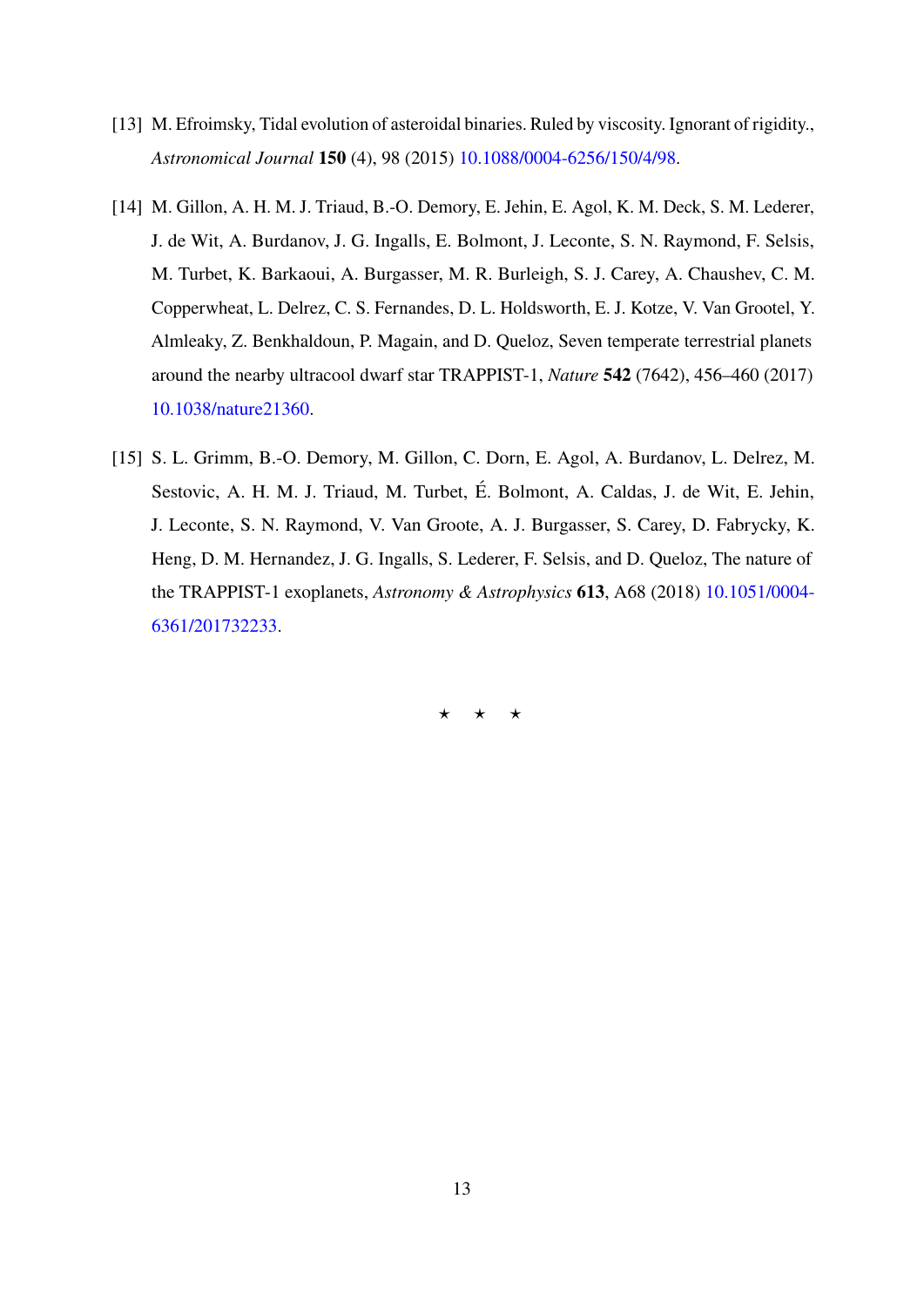[13] M. Efroimsky, Tidal evolution of asteroidal binaries. Ruled by viscosity. Ignorant of rigidity., *Astronomical Journal* **150** (4), 98 (2015) 10.1088/0004-6256/150/4/98.

[14] M. Gillon, A. H. M. J. Triaud, B.-O. Demory, E. Jehin, E. Agol, K. M. Deck, S. M. Lederer, J. de Wit, A. Burdanov, J. G. Ingalls, E. Bolmont, J. Leconte, S. N. Raymond, F. Selsis, M. Turbet, K. Barkaoui, A. Burgasser, M. R. Burleigh, S. J. Carey, A. Chaushev, C. M. Copperwheat, L. Delrez, C. S. Fernandes, D. L. Holdsworth, E. J. Kotze, V. Van Grootel, Y. Almleaky, Z. Benkhaldoun, P. Magain, and D. Queloz, Seven temperate terrestrial planets around the nearby ultracool dwarf star TRAPPIST-1, *Nature* **542** (7642), 456–460 (2017) 10.1038/nature21360.

[15] S. L. Grimm, B.-O. Demory, M. Gillon, C. Dorn, E. Agol, A. Burdanov, L. Delrez, M. Sestovic, A. H. M. J. Triaud, M. Turbet, É. Bolmont, A. Caldas, J. de Wit, E. Jehin, J. Leconte, S. N. Raymond, V. Van Groote, A. J. Burgasser, S. Carey, D. Fabrycky, K. Heng, D. M. Hernandez, J. G. Ingalls, S. Lederer, F. Selsis, and D. Queloz, The nature of the TRAPPIST-1 exoplanets, *Astronomy & Astrophysics* **613**, A68 (2018) 10.1051/0004-6361/201732233.

⋆ ⋆ ⋆